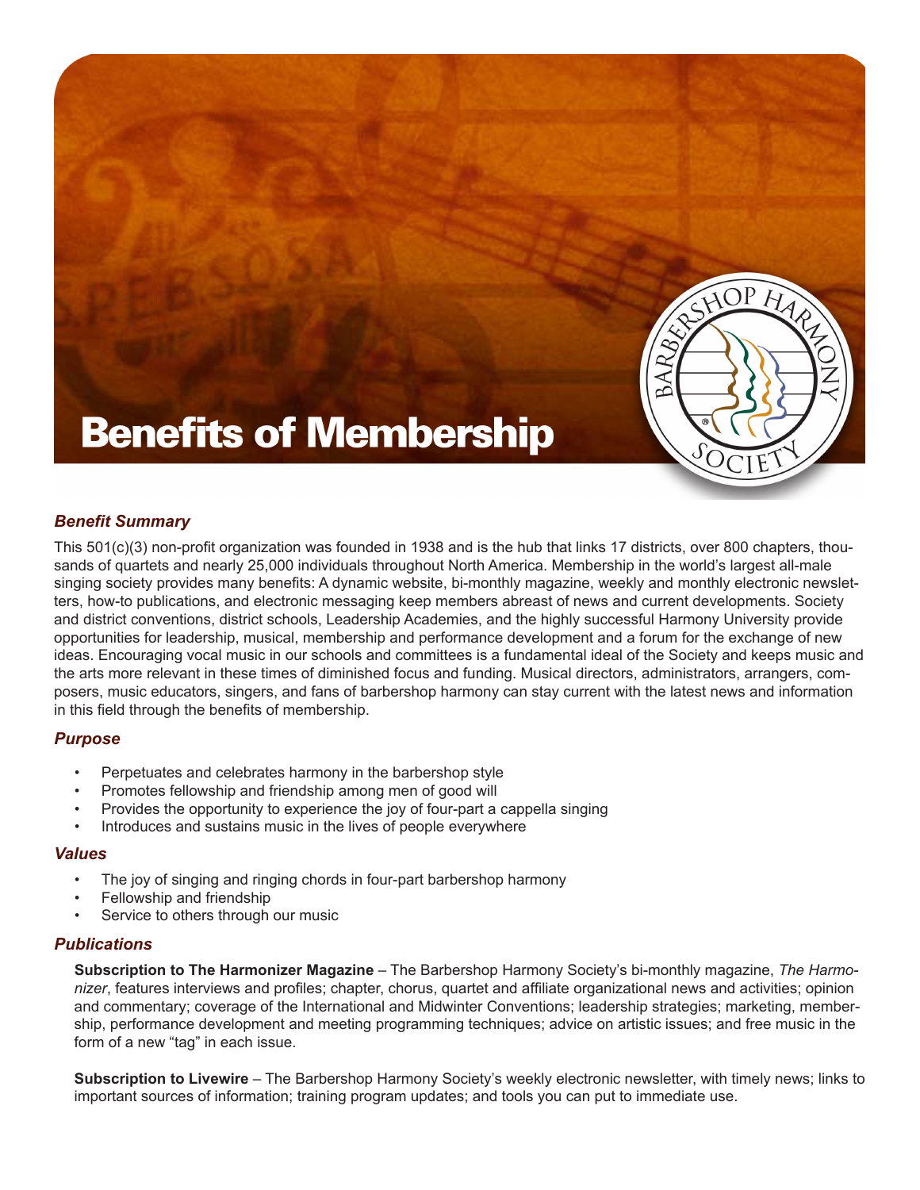# Benefits of Membership

### *Benefit Summary*

This 501(c)(3) non-profit organization was founded in 1938 and is the hub that links 17 districts, over 800 chapters, thousands of quartets and nearly 25,000 individuals throughout North America. Membership in the world's largest all-male singing society provides many benefits: A dynamic website, bi-monthly magazine, weekly and monthly electronic newsletters, how-to publications, and electronic messaging keep members abreast of news and current developments. Society and district conventions, district schools, Leadership Academies, and the highly successful Harmony University provide opportunities for leadership, musical, membership and performance development and a forum for the exchange of new ideas. Encouraging vocal music in our schools and committees is a fundamental ideal of the Society and keeps music and the arts more relevant in these times of diminished focus and funding. Musical directors, administrators, arrangers, composers, music educators, singers, and fans of barbershop harmony can stay current with the latest news and information in this field through the benefits of membership.

### *Purpose*

- Perpetuates and celebrates harmony in the barbershop style
- Promotes fellowship and friendship among men of good will
- Provides the opportunity to experience the joy of four-part a cappella singing
- Introduces and sustains music in the lives of people everywhere

### *Values*

- The joy of singing and ringing chords in four-part barbershop harmony
- Fellowship and friendship
- Service to others through our music

### *Publications*

**Subscription to The Harmonizer Magazine** – The Barbershop Harmony Society's bi-monthly magazine, *The Harmonizer*, features interviews and profiles; chapter, chorus, quartet and affiliate organizational news and activities; opinion and commentary; coverage of the International and Midwinter Conventions; leadership strategies; marketing, membership, performance development and meeting programming techniques; advice on artistic issues; and free music in the form of a new "tag" in each issue.

**Subscription to Livewire** – The Barbershop Harmony Society's weekly electronic newsletter, with timely news; links to important sources of information; training program updates; and tools you can put to immediate use.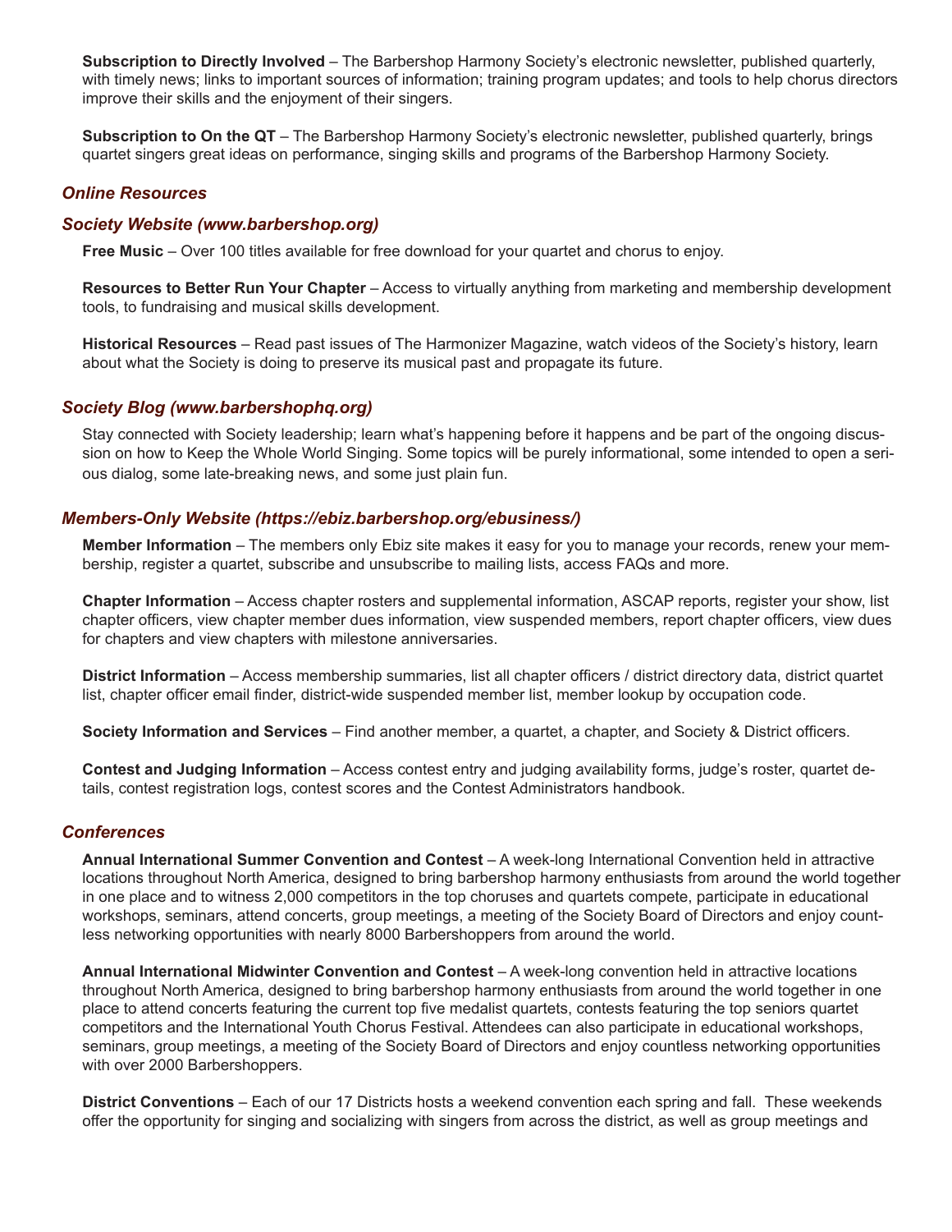**Subscription to Directly Involved** – The Barbershop Harmony Society's electronic newsletter, published quarterly, with timely news; links to important sources of information; training program updates; and tools to help chorus directors improve their skills and the enjoyment of their singers.

**Subscription to On the QT** – The Barbershop Harmony Society's electronic newsletter, published quarterly, brings quartet singers great ideas on performance, singing skills and programs of the Barbershop Harmony Society.

### *Online Resources*

### *Society Website (www.barbershop.org)*

**Free Music** – Over 100 titles available for free download for your quartet and chorus to enjoy.

**Resources to Better Run Your Chapter** – Access to virtually anything from marketing and membership development tools, to fundraising and musical skills development.

**Historical Resources** – Read past issues of The Harmonizer Magazine, watch videos of the Society's history, learn about what the Society is doing to preserve its musical past and propagate its future.

### *Society Blog (www.barbershophq.org)*

Stay connected with Society leadership; learn what's happening before it happens and be part of the ongoing discussion on how to Keep the Whole World Singing. Some topics will be purely informational, some intended to open a serious dialog, some late-breaking news, and some just plain fun.

### *Members-Only Website (https://ebiz.barbershop.org/ebusiness/)*

**Member Information** – The members only Ebiz site makes it easy for you to manage your records, renew your membership, register a quartet, subscribe and unsubscribe to mailing lists, access FAQs and more.

**Chapter Information** – Access chapter rosters and supplemental information, ASCAP reports, register your show, list chapter officers, view chapter member dues information, view suspended members, report chapter officers, view dues for chapters and view chapters with milestone anniversaries.

**District Information** – Access membership summaries, list all chapter officers / district directory data, district quartet list, chapter officer email finder, district-wide suspended member list, member lookup by occupation code.

**Society Information and Services** – Find another member, a quartet, a chapter, and Society & District officers.

**Contest and Judging Information** – Access contest entry and judging availability forms, judge's roster, quartet details, contest registration logs, contest scores and the Contest Administrators handbook.

### *Conferences*

**Annual International Summer Convention and Contest** – A week-long International Convention held in attractive locations throughout North America, designed to bring barbershop harmony enthusiasts from around the world together in one place and to witness 2,000 competitors in the top choruses and quartets compete, participate in educational workshops, seminars, attend concerts, group meetings, a meeting of the Society Board of Directors and enjoy countless networking opportunities with nearly 8000 Barbershoppers from around the world.

**Annual International Midwinter Convention and Contest** – A week-long convention held in attractive locations throughout North America, designed to bring barbershop harmony enthusiasts from around the world together in one place to attend concerts featuring the current top five medalist quartets, contests featuring the top seniors quartet competitors and the International Youth Chorus Festival. Attendees can also participate in educational workshops, seminars, group meetings, a meeting of the Society Board of Directors and enjoy countless networking opportunities with over 2000 Barbershoppers.

**District Conventions** – Each of our 17 Districts hosts a weekend convention each spring and fall. These weekends offer the opportunity for singing and socializing with singers from across the district, as well as group meetings and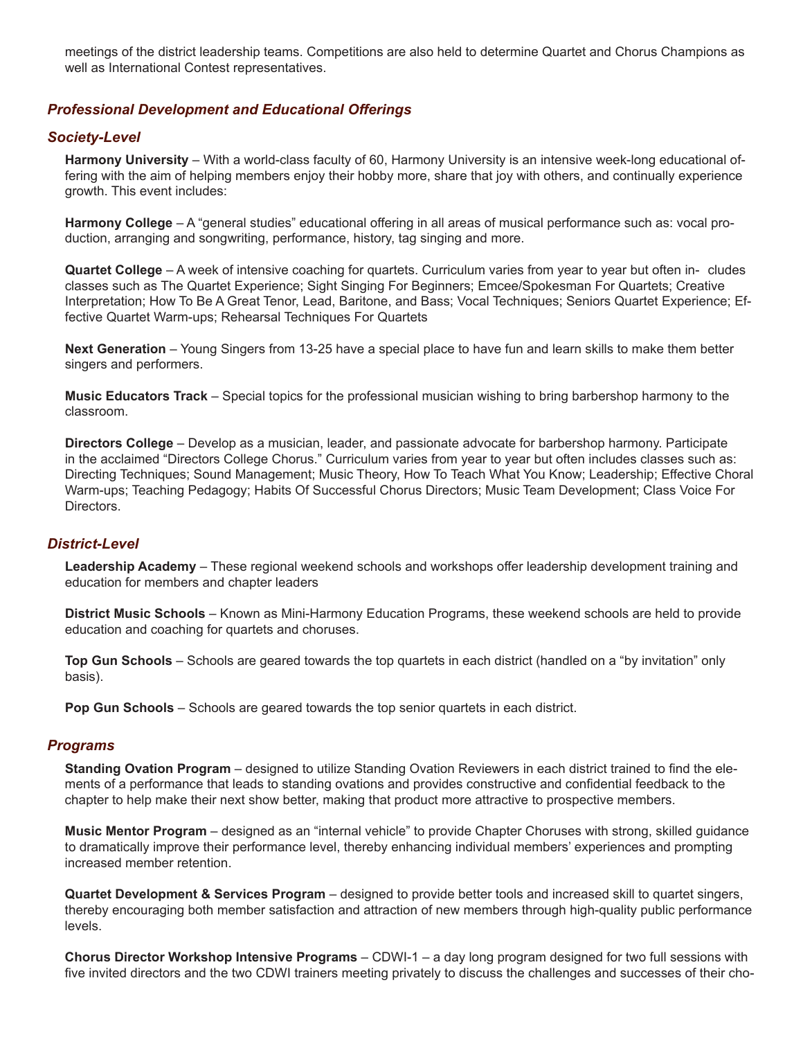meetings of the district leadership teams. Competitions are also held to determine Quartet and Chorus Champions as well as International Contest representatives.

## *Professional Development and Educational Offerings*

### *Society-Level*

**Harmony University** – With a world-class faculty of 60, Harmony University is an intensive week-long educational offering with the aim of helping members enjoy their hobby more, share that joy with others, and continually experience growth. This event includes:

**Harmony College** – A "general studies" educational offering in all areas of musical performance such as: vocal production, arranging and songwriting, performance, history, tag singing and more.

**Quartet College** – A week of intensive coaching for quartets. Curriculum varies from year to year but often includes classes such as The Quartet Experience; Sight Singing For Beginners; Emcee/Spokesman For Quartets; Creative Interpretation; How To Be A Great Tenor, Lead, Baritone, and Bass; Vocal Techniques; Seniors Quartet Experience; Effective Quartet Warm-ups; Rehearsal Techniques For Quartets

**Next Generation** – Young Singers from 13-25 have a special place to have fun and learn skills to make them better singers and performers.

**Music Educators Track** – Special topics for the professional musician wishing to bring barbershop harmony to the classroom.

**Directors College** – Develop as a musician, leader, and passionate advocate for barbershop harmony. Participate in the acclaimed "Directors College Chorus." Curriculum varies from year to year but often includes classes such as: Directing Techniques; Sound Management; Music Theory, How To Teach What You Know; Leadership; Effective Choral Warm-ups; Teaching Pedagogy; Habits Of Successful Chorus Directors; Music Team Development; Class Voice For Directors.

### *District-Level*

**Leadership Academy** – These regional weekend schools and workshops offer leadership development training and education for members and chapter leaders

**District Music Schools** – Known as Mini-Harmony Education Programs, these weekend schools are held to provide education and coaching for quartets and choruses.

**Top Gun Schools** – Schools are geared towards the top quartets in each district (handled on a "by invitation" only basis).

**Pop Gun Schools** – Schools are geared towards the top senior quartets in each district.

### *Programs*

**Standing Ovation Program** – designed to utilize Standing Ovation Reviewers in each district trained to find the elements of a performance that leads to standing ovations and provides constructive and confidential feedback to the chapter to help make their next show better, making that product more attractive to prospective members.

**Music Mentor Program** – designed as an "internal vehicle" to provide Chapter Choruses with strong, skilled guidance to dramatically improve their performance level, thereby enhancing individual members' experiences and prompting increased member retention.

**Quartet Development & Services Program** – designed to provide better tools and increased skill to quartet singers, thereby encouraging both member satisfaction and attraction of new members through high-quality public performance levels.

**Chorus Director Workshop Intensive Programs** – CDWI-1 – a day long program designed for two full sessions with five invited directors and the two CDWI trainers meeting privately to discuss the challenges and successes of their cho-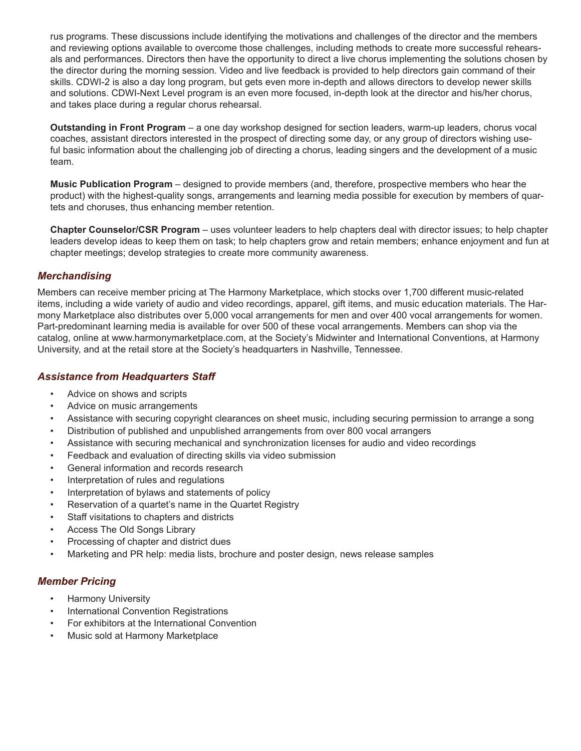rus programs. These discussions include identifying the motivations and challenges of the director and the members and reviewing options available to overcome those challenges, including methods to create more successful rehearsals and performances. Directors then have the opportunity to direct a live chorus implementing the solutions chosen by the director during the morning session. Video and live feedback is provided to help directors gain command of their skills. CDWI-2 is also a day long program, but gets even more in-depth and allows directors to develop newer skills and solutions. CDWI-Next Level program is an even more focused, in-depth look at the director and his/her chorus, and takes place during a regular chorus rehearsal.

**Outstanding in Front Program** – a one day workshop designed for section leaders, warm-up leaders, chorus vocal coaches, assistant directors interested in the prospect of directing some day, or any group of directors wishing useful basic information about the challenging job of directing a chorus, leading singers and the development of a music team.

**Music Publication Program** – designed to provide members (and, therefore, prospective members who hear the product) with the highest-quality songs, arrangements and learning media possible for execution by members of quartets and choruses, thus enhancing member retention.

**Chapter Counselor/CSR Program** – uses volunteer leaders to help chapters deal with director issues; to help chapter leaders develop ideas to keep them on task; to help chapters grow and retain members; enhance enjoyment and fun at chapter meetings; develop strategies to create more community awareness.

### *Merchandising*

Members can receive member pricing at The Harmony Marketplace, which stocks over 1,700 different music-related items, including a wide variety of audio and video recordings, apparel, gift items, and music education materials. The Harmony Marketplace also distributes over 5,000 vocal arrangements for men and over 400 vocal arrangements for women. Part-predominant learning media is available for over 500 of these vocal arrangements. Members can shop via the catalog, online at www.harmonymarketplace.com, at the Society's Midwinter and International Conventions, at Harmony University, and at the retail store at the Society's headquarters in Nashville, Tennessee.

### *Assistance from Headquarters Staff*

- Advice on shows and scripts
- Advice on music arrangements
- Assistance with securing copyright clearances on sheet music, including securing permission to arrange a song
- Distribution of published and unpublished arrangements from over 800 vocal arrangers
- Assistance with securing mechanical and synchronization licenses for audio and video recordings
- Feedback and evaluation of directing skills via video submission
- General information and records research
- Interpretation of rules and regulations
- Interpretation of bylaws and statements of policy
- Reservation of a quartet's name in the Quartet Registry
- Staff visitations to chapters and districts
- Access The Old Songs Library
- Processing of chapter and district dues
- Marketing and PR help: media lists, brochure and poster design, news release samples

### *Member Pricing*

- Harmony University
- International Convention Registrations
- For exhibitors at the International Convention
- Music sold at Harmony Marketplace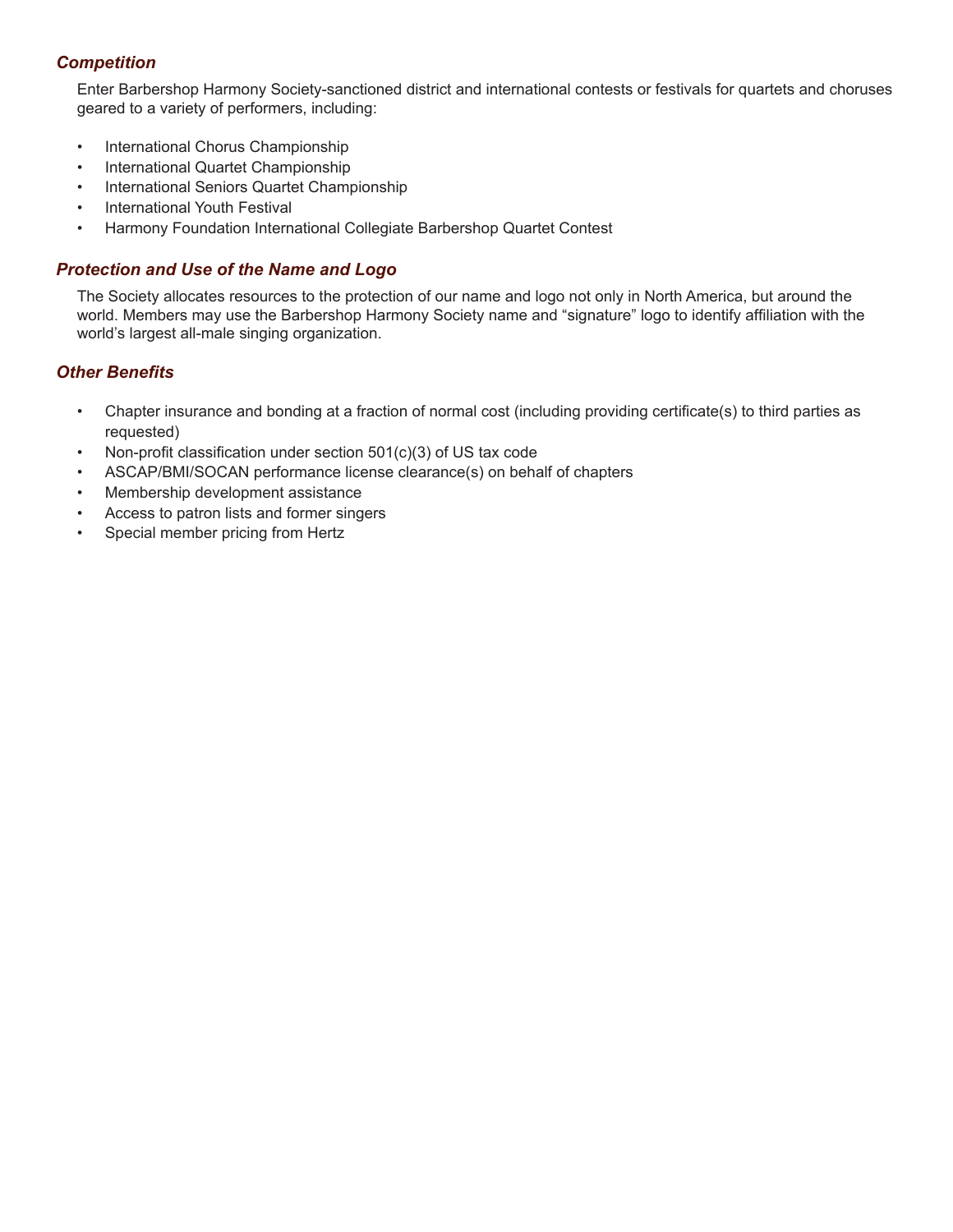### *Competition*

Enter Barbershop Harmony Society-sanctioned district and international contests or festivals for quartets and choruses geared to a variety of performers, including:

- International Chorus Championship
- International Quartet Championship
- International Seniors Quartet Championship
- International Youth Festival
- Harmony Foundation International Collegiate Barbershop Quartet Contest

### *Protection and Use of the Name and Logo*

The Society allocates resources to the protection of our name and logo not only in North America, but around the world. Members may use the Barbershop Harmony Society name and "signature" logo to identify affiliation with the world's largest all-male singing organization.

### *Other Benefits*

- Chapter insurance and bonding at a fraction of normal cost (including providing certificate(s) to third parties as requested)
- Non-profit classification under section 501(c)(3) of US tax code
- ASCAP/BMI/SOCAN performance license clearance(s) on behalf of chapters
- Membership development assistance
- Access to patron lists and former singers
- Special member pricing from Hertz